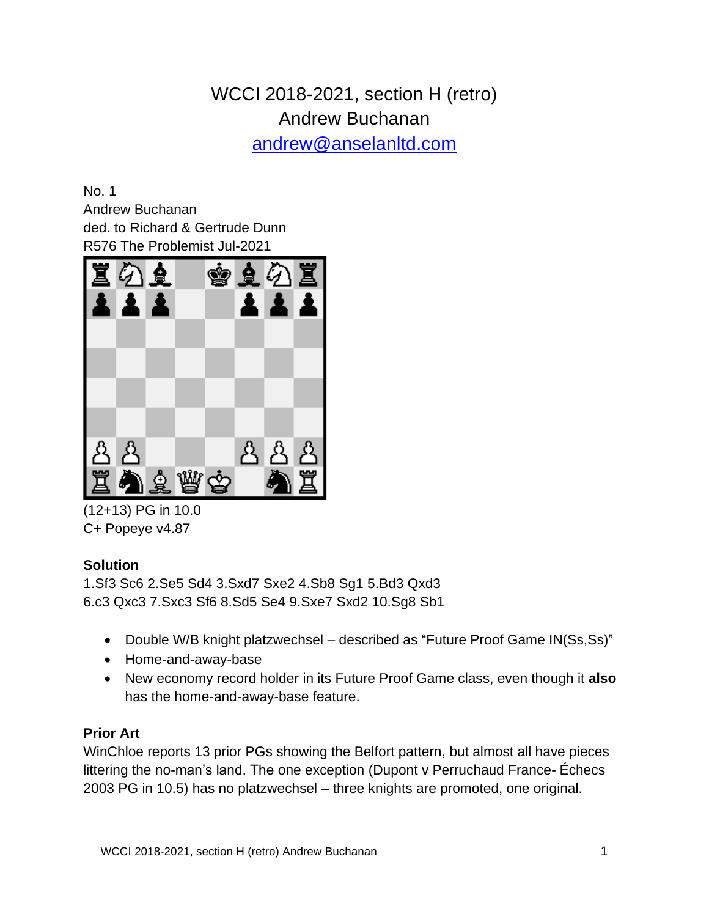# WCCI 2018-2021, section H (retro)

Andrew Buchanan

andrew@anselanltd.com

No. 1
Andrew Buchanan
ded. to Richard & Gertrude Dunn
R576 The Problemist Jul-2021

(12+13) PG in 10.0
C+ Popeye v4.87

**Solution**

1.Sf3 Sc6 2.Se5 Sd4 3.Sxd7 Sxe2 4.Sb8 Sg1 5.Bd3 Qxd3
6.c3 Qxc3 7.Sxc3 Sf6 8.Sd5 Se4 9.Sxe7 Sxd2 10.Sg8 Sb1

- Double W/B knight platzwechsel – described as "Future Proof Game IN(Ss,Ss)"
- Home-and-away-base
- New economy record holder in its Future Proof Game class, even though it **also** has the home-and-away-base feature.

**Prior Art**

WinChloe reports 13 prior PGs showing the Belfort pattern, but almost all have pieces littering the no-man's land. The one exception (Dupont v Perruchaud France- Échecs 2003 PG in 10.5) has no platzwechsel – three knights are promoted, one original.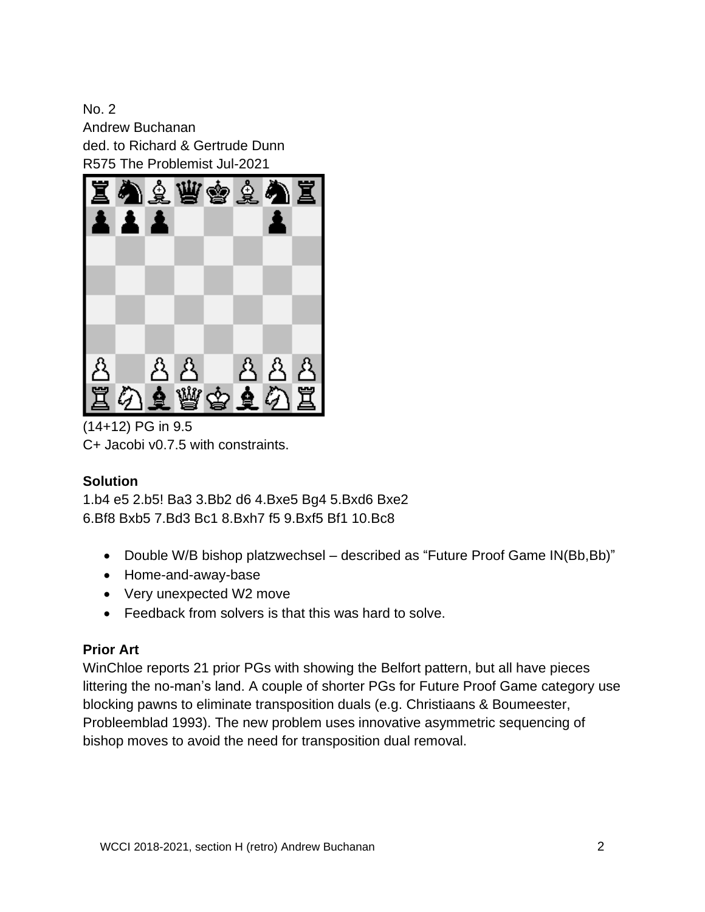No. 2
Andrew Buchanan
ded. to Richard & Gertrude Dunn
R575 The Problemist Jul-2021

(14+12) PG in 9.5
C+ Jacobi v0.7.5 with constraints.

### Solution

1.b4 e5 2.b5! Ba3 3.Bb2 d6 4.Bxe5 Bg4 5.Bxd6 Bxe2
6.Bf8 Bxb5 7.Bd3 Bc1 8.Bxh7 f5 9.Bxf5 Bf1 10.Bc8

- Double W/B bishop platzwechsel – described as "Future Proof Game IN(Bb,Bb)"
- Home-and-away-base
- Very unexpected W2 move
- Feedback from solvers is that this was hard to solve.

### Prior Art

WinChloe reports 21 prior PGs with showing the Belfort pattern, but all have pieces littering the no-man's land. A couple of shorter PGs for Future Proof Game category use blocking pawns to eliminate transposition duals (e.g. Christiaans & Boumeester, Probleemblad 1993). The new problem uses innovative asymmetric sequencing of bishop moves to avoid the need for transposition dual removal.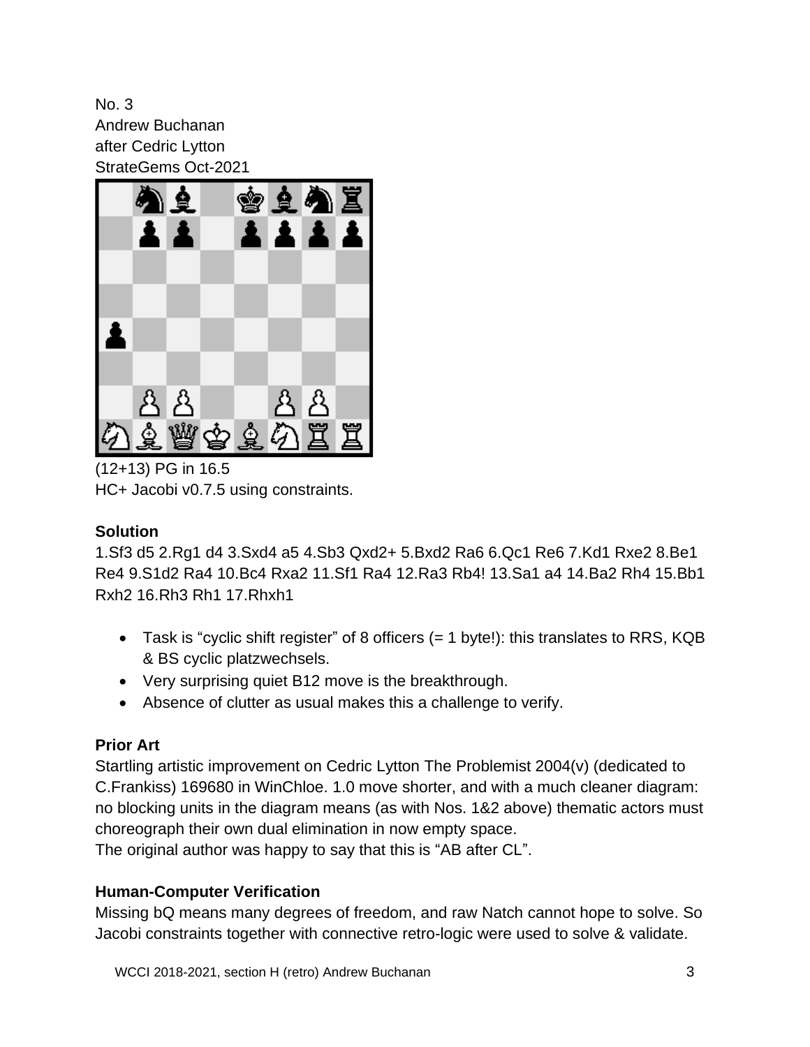No. 3
Andrew Buchanan
after Cedric Lytton
StrateGems Oct-2021

(12+13) PG in 16.5
HC+ Jacobi v0.7.5 using constraints.

### Solution

1.Sf3 d5 2.Rg1 d4 3.Sxd4 a5 4.Sb3 Qxd2+ 5.Bxd2 Ra6 6.Qc1 Re6 7.Kd1 Rxe2 8.Be1 Re4 9.S1d2 Ra4 10.Bc4 Rxa2 11.Sf1 Ra4 12.Ra3 Rb4! 13.Sa1 a4 14.Ba2 Rh4 15.Bb1 Rxh2 16.Rh3 Rh1 17.Rhxh1

- Task is "cyclic shift register" of 8 officers (= 1 byte!): this translates to RRS, KQB & BS cyclic platzwechsels.
- Very surprising quiet B12 move is the breakthrough.
- Absence of clutter as usual makes this a challenge to verify.

### Prior Art

Startling artistic improvement on Cedric Lytton The Problemist 2004(v) (dedicated to C.Frankiss) 169680 in WinChloe. 1.0 move shorter, and with a much cleaner diagram: no blocking units in the diagram means (as with Nos. 1&2 above) thematic actors must choreograph their own dual elimination in now empty space.
The original author was happy to say that this is "AB after CL".

### Human-Computer Verification

Missing bQ means many degrees of freedom, and raw Natch cannot hope to solve. So Jacobi constraints together with connective retro-logic were used to solve & validate.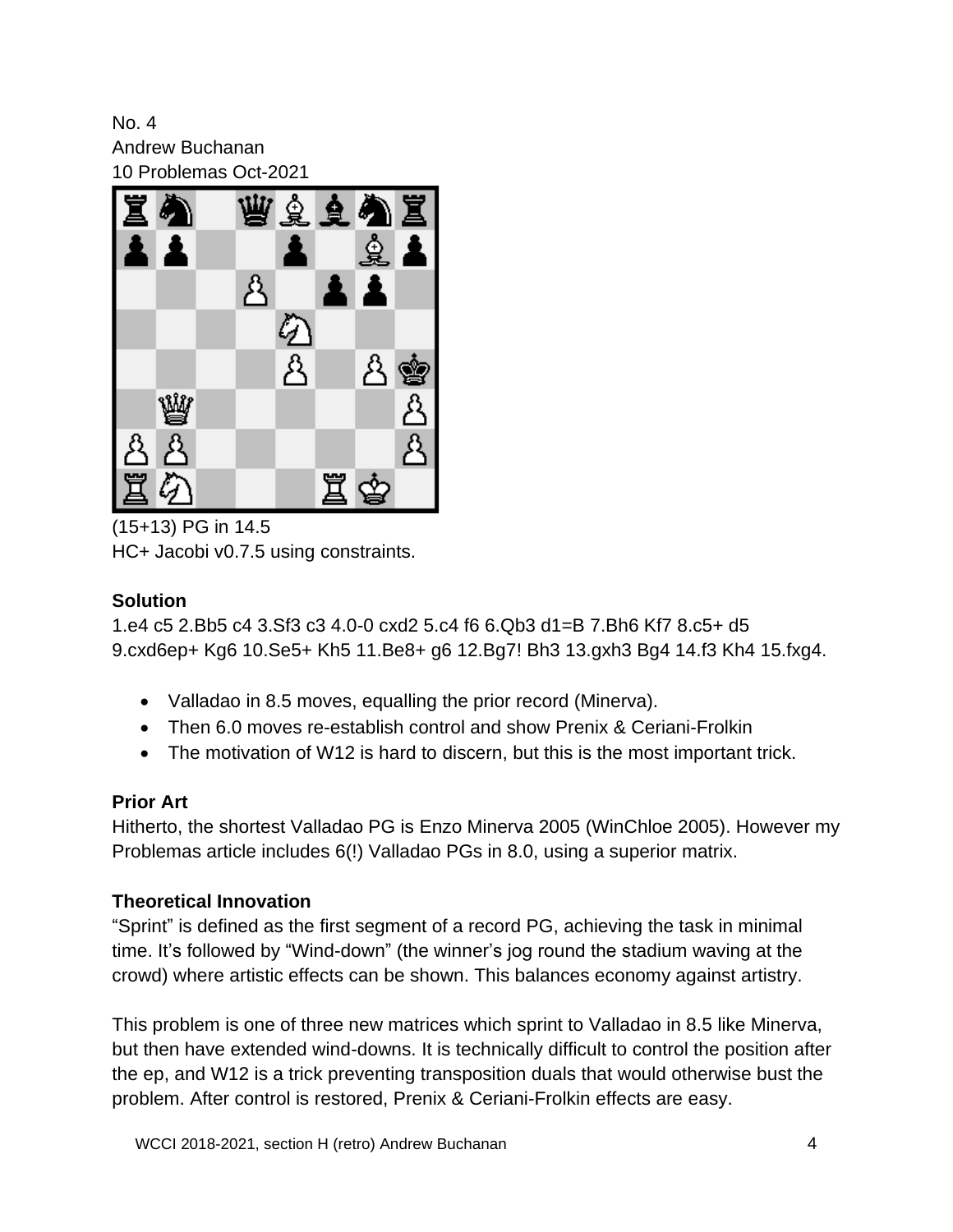No. 4
Andrew Buchanan
10 Problemas Oct-2021

(15+13) PG in 14.5
HC+ Jacobi v0.7.5 using constraints.

### Solution

1.e4 c5 2.Bb5 c4 3.Sf3 c3 4.0-0 cxd2 5.c4 f6 6.Qb3 d1=B 7.Bh6 Kf7 8.c5+ d5 9.cxd6ep+ Kg6 10.Se5+ Kh5 11.Be8+ g6 12.Bg7! Bh3 13.gxh3 Bg4 14.f3 Kh4 15.fxg4.

- Valladao in 8.5 moves, equalling the prior record (Minerva).
- Then 6.0 moves re-establish control and show Prenix & Ceriani-Frolkin
- The motivation of W12 is hard to discern, but this is the most important trick.

### Prior Art

Hitherto, the shortest Valladao PG is Enzo Minerva 2005 (WinChloe 2005). However my Problemas article includes 6(!) Valladao PGs in 8.0, using a superior matrix.

### Theoretical Innovation

"Sprint" is defined as the first segment of a record PG, achieving the task in minimal time. It's followed by "Wind-down" (the winner's jog round the stadium waving at the crowd) where artistic effects can be shown. This balances economy against artistry.

This problem is one of three new matrices which sprint to Valladao in 8.5 like Minerva, but then have extended wind-downs. It is technically difficult to control the position after the ep, and W12 is a trick preventing transposition duals that would otherwise bust the problem. After control is restored, Prenix & Ceriani-Frolkin effects are easy.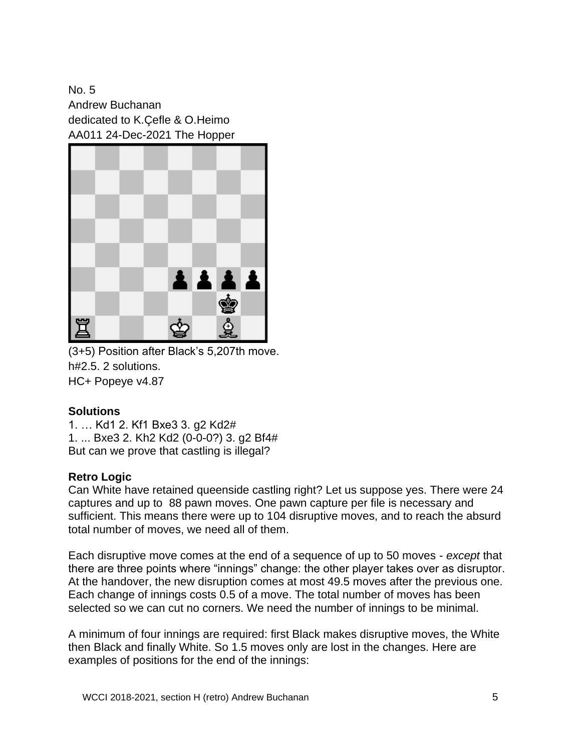No. 5
Andrew Buchanan
dedicated to K.Çefle & O.Heimo
AA011 24-Dec-2021 The Hopper

(3+5) Position after Black's 5,207th move.
h#2.5. 2 solutions.
HC+ Popeye v4.87

**Solutions**
1. … Kd1 2. Kf1 Bxe3 3. g2 Kd2#
1. ... Bxe3 2. Kh2 Kd2 (0-0-0?) 3. g2 Bf4#
But can we prove that castling is illegal?

**Retro Logic**
Can White have retained queenside castling right? Let us suppose yes. There were 24 captures and up to 88 pawn moves. One pawn capture per file is necessary and sufficient. This means there were up to 104 disruptive moves, and to reach the absurd total number of moves, we need all of them.

Each disruptive move comes at the end of a sequence of up to 50 moves - *except* that there are three points where "innings" change: the other player takes over as disruptor. At the handover, the new disruption comes at most 49.5 moves after the previous one. Each change of innings costs 0.5 of a move. The total number of moves has been selected so we can cut no corners. We need the number of innings to be minimal.

A minimum of four innings are required: first Black makes disruptive moves, the White then Black and finally White. So 1.5 moves only are lost in the changes. Here are examples of positions for the end of the innings: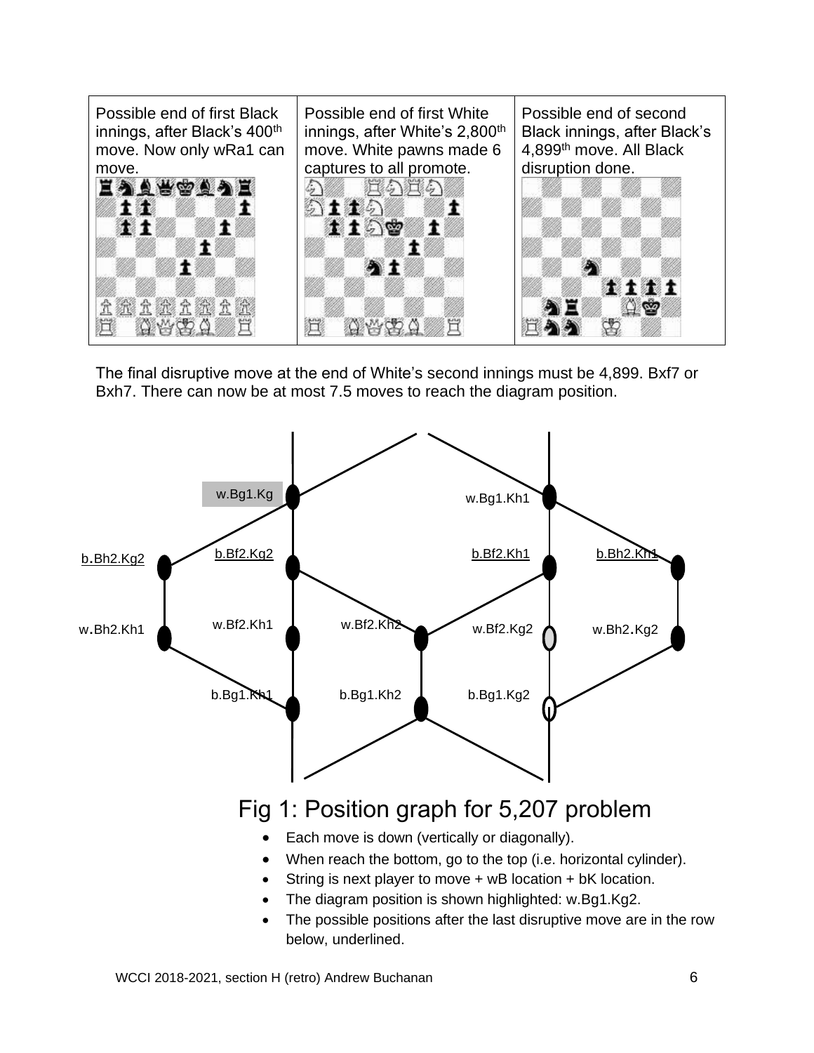| Possible end of first Black innings, after Black's 400th move. Now only wRa1 can move. | Possible end of first White innings, after White's 2,800th move. White pawns made 6 captures to all promote. | Possible end of second Black innings, after Black's 4,899th move. All Black disruption done. |
| --- | --- | --- |

The final disruptive move at the end of White's second innings must be 4,899. Bxf7 or Bxh7. There can now be at most 7.5 moves to reach the diagram position.

w.Bg1.Kg w.Bg1.Kh1

b.Bh2.Kg2 b.Bf2.Kg2 b.Bf2.Kh1 b.Bh2.Kh1

w.Bh2.Kh1 w.Bf2.Kh1 w.Bf2.Kh2 w.Bf2.Kg2 w.Bh2.Kg2

b.Bg1.Kh1 b.Bg1.Kh2 b.Bg1.Kg2

Fig 1: Position graph for 5,207 problem

- Each move is down (vertically or diagonally).
- When reach the bottom, go to the top (i.e. horizontal cylinder).
- String is next player to move + wB location + bK location.
- The diagram position is shown highlighted: w.Bg1.Kg2.
- The possible positions after the last disruptive move are in the row below, underlined.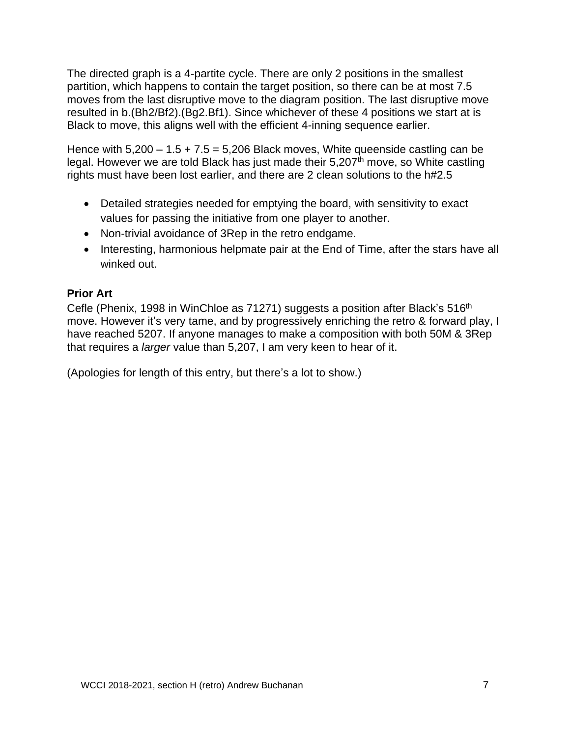The directed graph is a 4-partite cycle. There are only 2 positions in the smallest partition, which happens to contain the target position, so there can be at most 7.5 moves from the last disruptive move to the diagram position. The last disruptive move resulted in b.(Bh2/Bf2).(Bg2.Bf1). Since whichever of these 4 positions we start at is Black to move, this aligns well with the efficient 4-inning sequence earlier.

Hence with 5,200 – 1.5 + 7.5 = 5,206 Black moves, White queenside castling can be legal. However we are told Black has just made their 5,207th move, so White castling rights must have been lost earlier, and there are 2 clean solutions to the h#2.5

- Detailed strategies needed for emptying the board, with sensitivity to exact values for passing the initiative from one player to another.
- Non-trivial avoidance of 3Rep in the retro endgame.
- Interesting, harmonious helpmate pair at the End of Time, after the stars have all winked out.

### Prior Art

Cefle (Phenix, 1998 in WinChloe as 71271) suggests a position after Black's 516th move. However it's very tame, and by progressively enriching the retro & forward play, I have reached 5207. If anyone manages to make a composition with both 50M & 3Rep that requires a *larger* value than 5,207, I am very keen to hear of it.

(Apologies for length of this entry, but there's a lot to show.)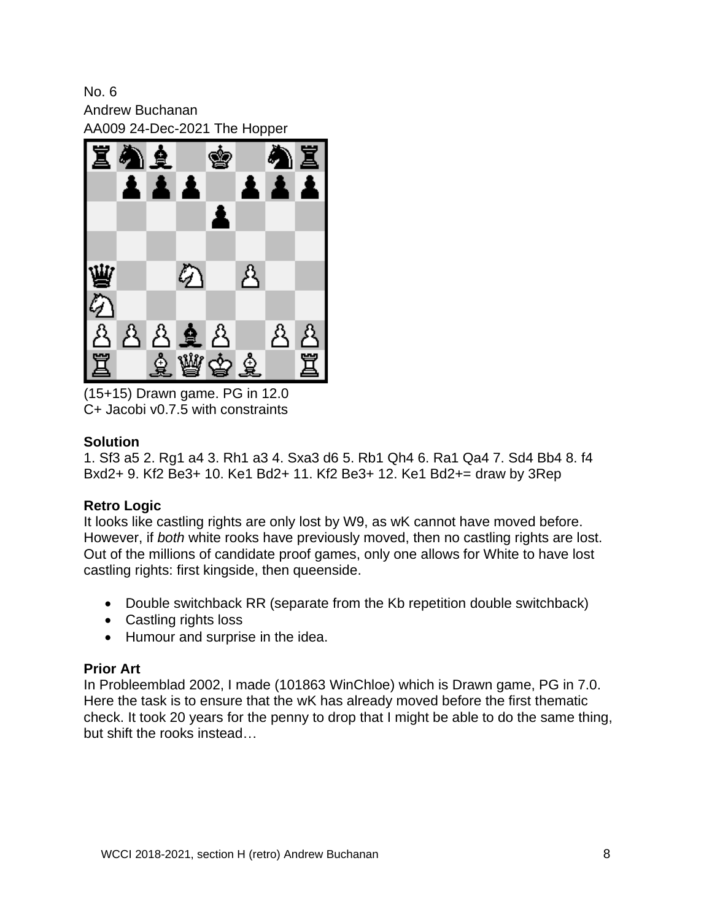No. 6
Andrew Buchanan
AA009 24-Dec-2021 The Hopper

(15+15) Drawn game. PG in 12.0
C+ Jacobi v0.7.5 with constraints

**Solution**

1. Sf3 a5 2. Rg1 a4 3. Rh1 a3 4. Sxa3 d6 5. Rb1 Qh4 6. Ra1 Qa4 7. Sd4 Bb4 8. f4 Bxd2+ 9. Kf2 Be3+ 10. Ke1 Bd2+ 11. Kf2 Be3+ 12. Ke1 Bd2+= draw by 3Rep

**Retro Logic**

It looks like castling rights are only lost by W9, as wK cannot have moved before. However, if *both* white rooks have previously moved, then no castling rights are lost. Out of the millions of candidate proof games, only one allows for White to have lost castling rights: first kingside, then queenside.

- Double switchback RR (separate from the Kb repetition double switchback)
- Castling rights loss
- Humour and surprise in the idea.

**Prior Art**

In Probleemblad 2002, I made (101863 WinChloe) which is Drawn game, PG in 7.0. Here the task is to ensure that the wK has already moved before the first thematic check. It took 20 years for the penny to drop that I might be able to do the same thing, but shift the rooks instead…